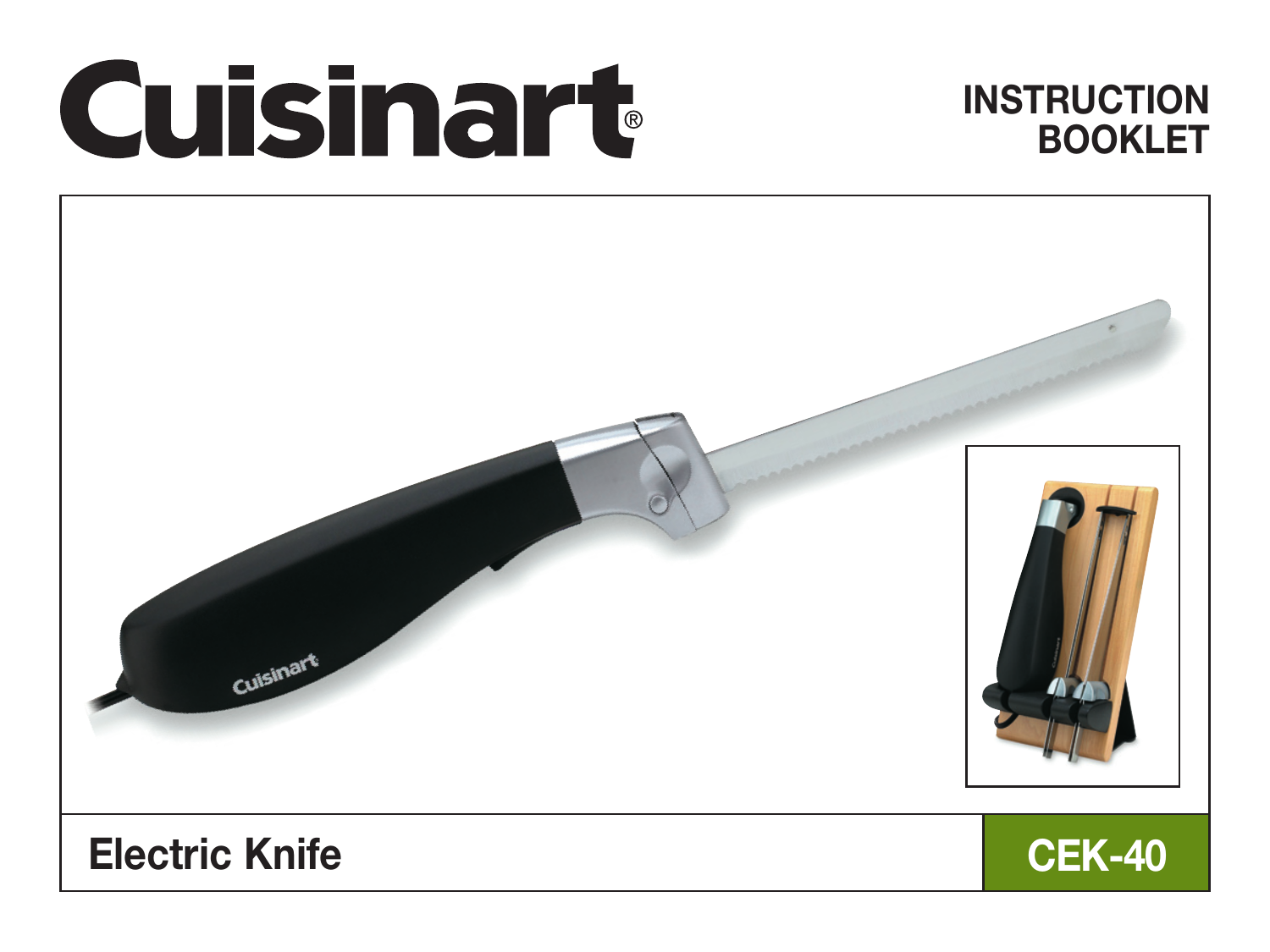# Cuisinart®

## INSTRUCTION BOOKLET

**Electric Knife**

**CEK-40**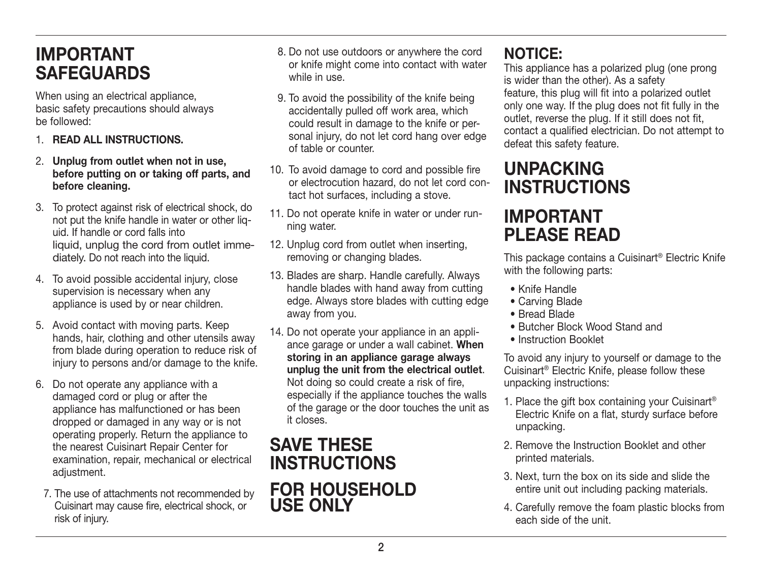# IMPORTANT SAFEGUARDS

When using an electrical appliance, basic safety precautions should always be followed:

1. **READ ALL INSTRUCTIONS.**
2. **Unplug from outlet when not in use, before putting on or taking off parts, and before cleaning.**
3. To protect against risk of electrical shock, do not put the knife handle in water or other liquid. If handle or cord falls into liquid, unplug the cord from outlet immediately. Do not reach into the liquid.
4. To avoid possible accidental injury, close supervision is necessary when any appliance is used by or near children.
5. Avoid contact with moving parts. Keep hands, hair, clothing and other utensils away from blade during operation to reduce risk of injury to persons and/or damage to the knife.
6. Do not operate any appliance with a damaged cord or plug or after the appliance has malfunctioned or has been dropped or damaged in any way or is not operating properly. Return the appliance to the nearest Cuisinart Repair Center for examination, repair, mechanical or electrical adjustment.
7. The use of attachments not recommended by Cuisinart may cause fire, electrical shock, or risk of injury.
8. Do not use outdoors or anywhere the cord or knife might come into contact with water while in use.
9. To avoid the possibility of the knife being accidentally pulled off work area, which could result in damage to the knife or personal injury, do not let cord hang over edge of table or counter.
10. To avoid damage to cord and possible fire or electrocution hazard, do not let cord contact hot surfaces, including a stove.
11. Do not operate knife in water or under running water.
12. Unplug cord from outlet when inserting, removing or changing blades.
13. Blades are sharp. Handle carefully. Always handle blades with hand away from cutting edge. Always store blades with cutting edge away from you.
14. Do not operate your appliance in an appliance garage or under a wall cabinet. **When storing in an appliance garage always unplug the unit from the electrical outlet**. Not doing so could create a risk of fire, especially if the appliance touches the walls of the garage or the door touches the unit as it closes.

# SAVE THESE INSTRUCTIONS

# FOR HOUSEHOLD USE ONLY

## NOTICE:

This appliance has a polarized plug (one prong is wider than the other). As a safety feature, this plug will fit into a polarized outlet only one way. If the plug does not fit fully in the outlet, reverse the plug. If it still does not fit, contact a qualified electrician. Do not attempt to defeat this safety feature.

# UNPACKING INSTRUCTIONS

# IMPORTANT PLEASE READ

This package contains a Cuisinart® Electric Knife with the following parts:

- Knife Handle
- Carving Blade
- Bread Blade
- Butcher Block Wood Stand and
- Instruction Booklet

To avoid any injury to yourself or damage to the Cuisinart® Electric Knife, please follow these unpacking instructions:

1. Place the gift box containing your Cuisinart® Electric Knife on a flat, sturdy surface before unpacking.
2. Remove the Instruction Booklet and other printed materials.
3. Next, turn the box on its side and slide the entire unit out including packing materials.
4. Carefully remove the foam plastic blocks from each side of the unit.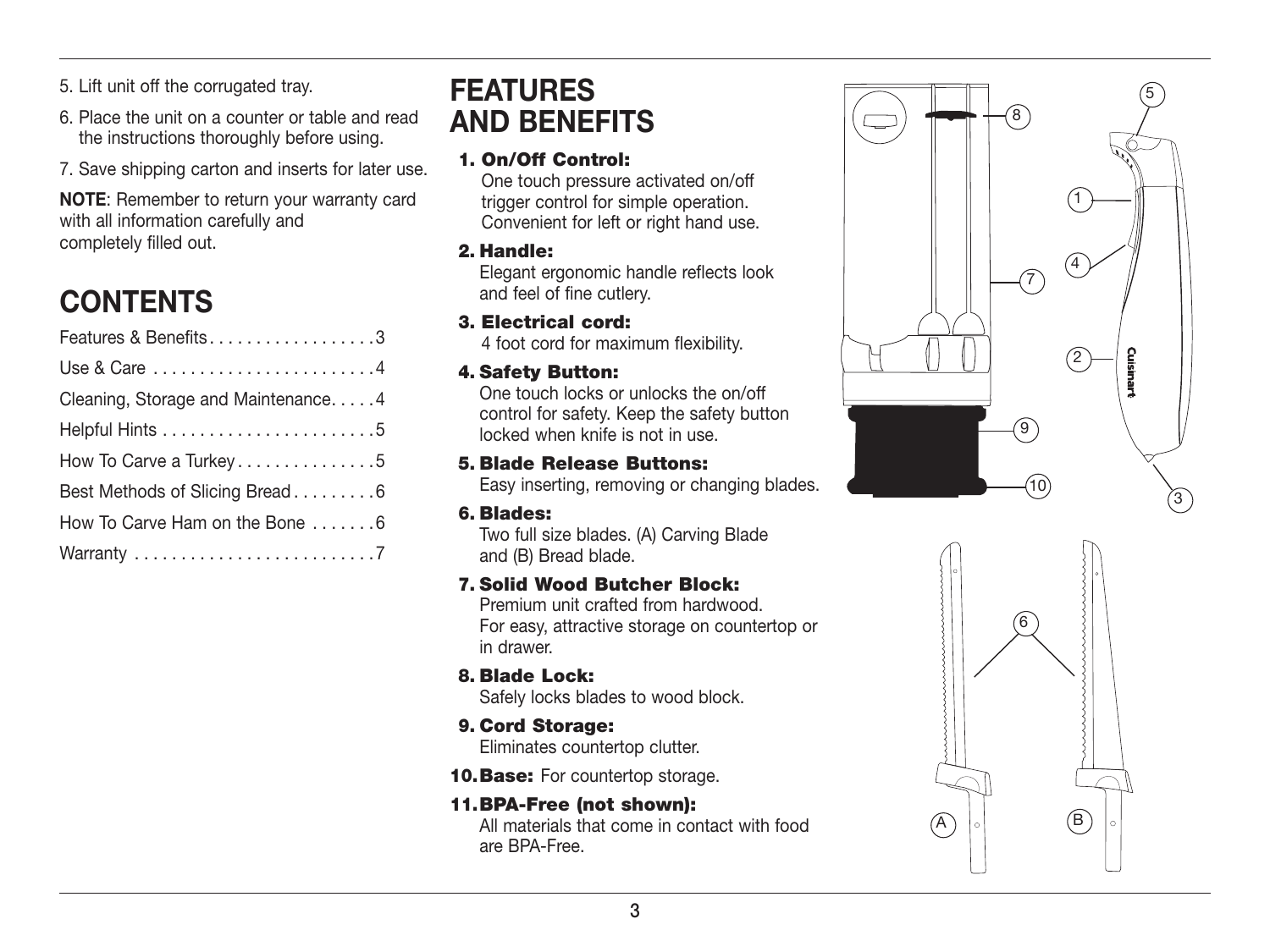5. Lift unit off the corrugated tray.
6. Place the unit on a counter or table and read the instructions thoroughly before using.
7. Save shipping carton and inserts for later use.

**NOTE**: Remember to return your warranty card with all information carefully and completely filled out.

# CONTENTS

| | |
|---|---|
| Features & Benefits | 3 |
| Use & Care | 4 |
| Cleaning, Storage and Maintenance | 4 |
| Helpful Hints | 5 |
| How To Carve a Turkey | 5 |
| Best Methods of Slicing Bread | 6 |
| How To Carve Ham on the Bone | 6 |
| Warranty | 7 |

# FEATURES AND BENEFITS

1. **On/Off Control:** One touch pressure activated on/off trigger control for simple operation. Convenient for left or right hand use.
2. **Handle:** Elegant ergonomic handle reflects look and feel of fine cutlery.
3. **Electrical cord:** 4 foot cord for maximum flexibility.
4. **Safety Button:** One touch locks or unlocks the on/off control for safety. Keep the safety button locked when knife is not in use.
5. **Blade Release Buttons:** Easy inserting, removing or changing blades.
6. **Blades:** Two full size blades. (A) Carving Blade and (B) Bread blade.
7. **Solid Wood Butcher Block:** Premium unit crafted from hardwood. For easy, attractive storage on countertop or in drawer.
8. **Blade Lock:** Safely locks blades to wood block.
9. **Cord Storage:** Eliminates countertop clutter.
10. **Base:** For countertop storage.
11. **BPA-Free (not shown):** All materials that come in contact with food are BPA-Free.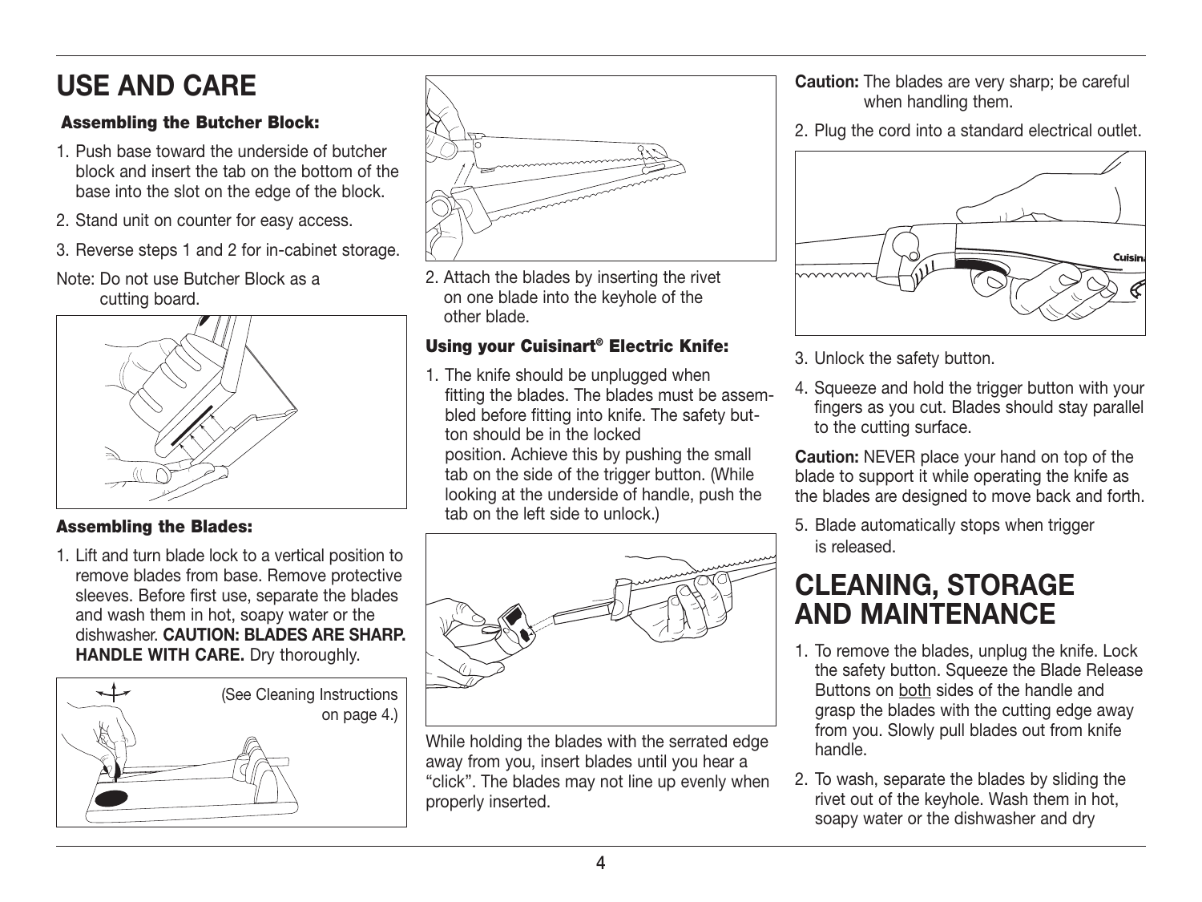# USE AND CARE

### Assembling the Butcher Block:

1. Push base toward the underside of butcher block and insert the tab on the bottom of the base into the slot on the edge of the block.
2. Stand unit on counter for easy access.
3. Reverse steps 1 and 2 for in-cabinet storage.

Note: Do not use Butcher Block as a cutting board.

### Assembling the Blades:

1. Lift and turn blade lock to a vertical position to remove blades from base. Remove protective sleeves. Before first use, separate the blades and wash them in hot, soapy water or the dishwasher. **CAUTION: BLADES ARE SHARP. HANDLE WITH CARE.** Dry thoroughly.

(See Cleaning Instructions on page 4.)

2. Attach the blades by inserting the rivet on one blade into the keyhole of the other blade.

### Using your Cuisinart® Electric Knife:

1. The knife should be unplugged when fitting the blades. The blades must be assembled before fitting into knife. The safety button should be in the locked position. Achieve this by pushing the small tab on the side of the trigger button. (While looking at the underside of handle, push the tab on the left side to unlock.)

While holding the blades with the serrated edge away from you, insert blades until you hear a "click". The blades may not line up evenly when properly inserted.

**Caution:** The blades are very sharp; be careful when handling them.

2. Plug the cord into a standard electrical outlet.
3. Unlock the safety button.
4. Squeeze and hold the trigger button with your fingers as you cut. Blades should stay parallel to the cutting surface.

**Caution:** NEVER place your hand on top of the blade to support it while operating the knife as the blades are designed to move back and forth.

5. Blade automatically stops when trigger is released.

# CLEANING, STORAGE AND MAINTENANCE

1. To remove the blades, unplug the knife. Lock the safety button. Squeeze the Blade Release Buttons on both sides of the handle and grasp the blades with the cutting edge away from you. Slowly pull blades out from knife handle.
2. To wash, separate the blades by sliding the rivet out of the keyhole. Wash them in hot, soapy water or the dishwasher and dry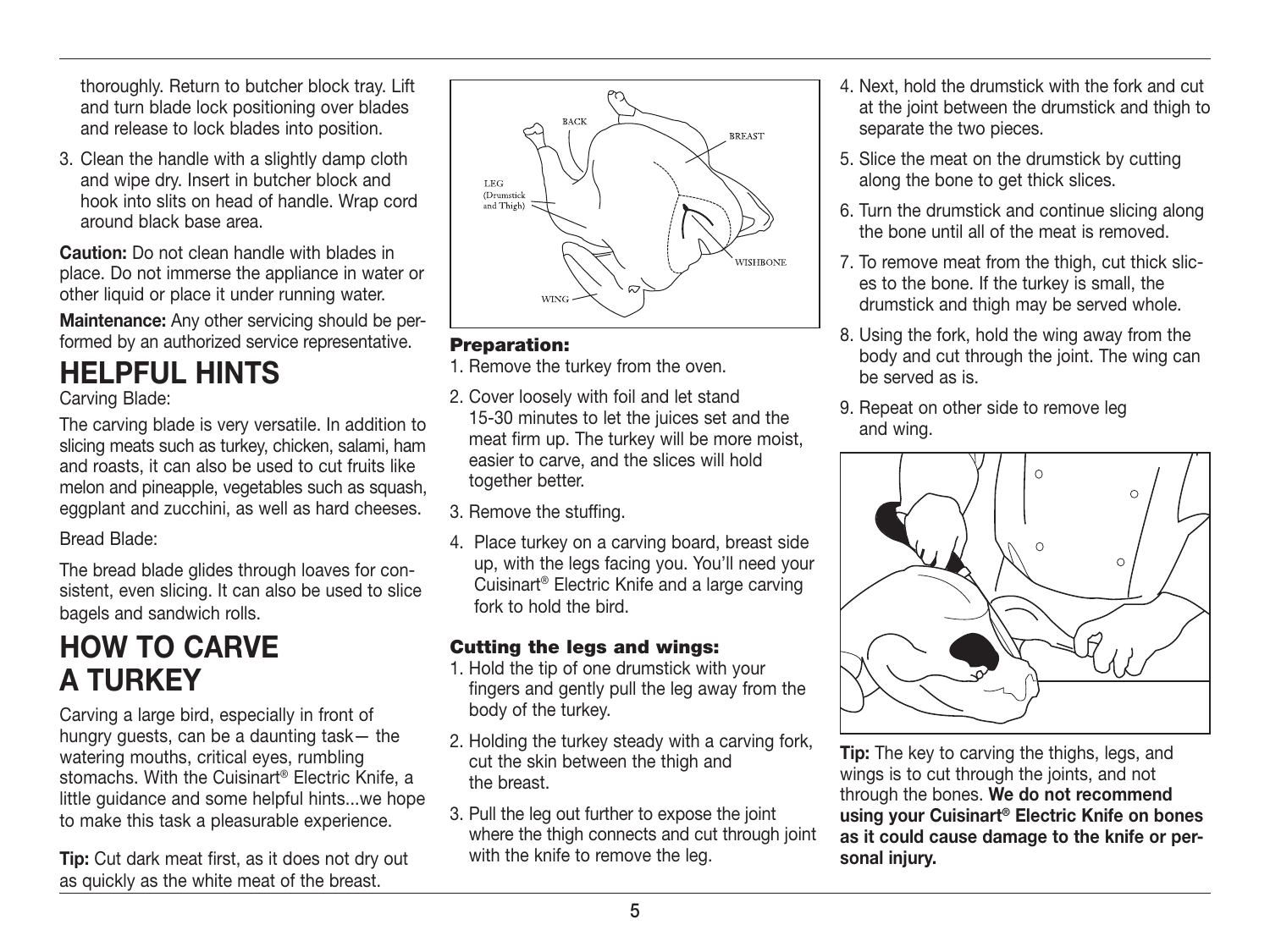thoroughly. Return to butcher block tray. Lift and turn blade lock positioning over blades and release to lock blades into position.

3. Clean the handle with a slightly damp cloth and wipe dry. Insert in butcher block and hook into slits on head of handle. Wrap cord around black base area.

**Caution:** Do not clean handle with blades in place. Do not immerse the appliance in water or other liquid or place it under running water.

**Maintenance:** Any other servicing should be performed by an authorized service representative.

# HELPFUL HINTS

Carving Blade:

The carving blade is very versatile. In addition to slicing meats such as turkey, chicken, salami, ham and roasts, it can also be used to cut fruits like melon and pineapple, vegetables such as squash, eggplant and zucchini, as well as hard cheeses.

Bread Blade:

The bread blade glides through loaves for consistent, even slicing. It can also be used to slice bagels and sandwich rolls.

# HOW TO CARVE A TURKEY

Carving a large bird, especially in front of hungry guests, can be a daunting task— the watering mouths, critical eyes, rumbling stomachs. With the Cuisinart® Electric Knife, a little guidance and some helpful hints...we hope to make this task a pleasurable experience.

**Tip:** Cut dark meat first, as it does not dry out as quickly as the white meat of the breast.

### Preparation:

1. Remove the turkey from the oven.
2. Cover loosely with foil and let stand 15-30 minutes to let the juices set and the meat firm up. The turkey will be more moist, easier to carve, and the slices will hold together better.
3. Remove the stuffing.
4. Place turkey on a carving board, breast side up, with the legs facing you. You'll need your Cuisinart® Electric Knife and a large carving fork to hold the bird.

### Cutting the legs and wings:

1. Hold the tip of one drumstick with your fingers and gently pull the leg away from the body of the turkey.
2. Holding the turkey steady with a carving fork, cut the skin between the thigh and the breast.
3. Pull the leg out further to expose the joint where the thigh connects and cut through joint with the knife to remove the leg.
4. Next, hold the drumstick with the fork and cut at the joint between the drumstick and thigh to separate the two pieces.
5. Slice the meat on the drumstick by cutting along the bone to get thick slices.
6. Turn the drumstick and continue slicing along the bone until all of the meat is removed.
7. To remove meat from the thigh, cut thick slices to the bone. If the turkey is small, the drumstick and thigh may be served whole.
8. Using the fork, hold the wing away from the body and cut through the joint. The wing can be served as is.
9. Repeat on other side to remove leg and wing.

**Tip:** The key to carving the thighs, legs, and wings is to cut through the joints, and not through the bones. **We do not recommend using your Cuisinart® Electric Knife on bones as it could cause damage to the knife or personal injury.**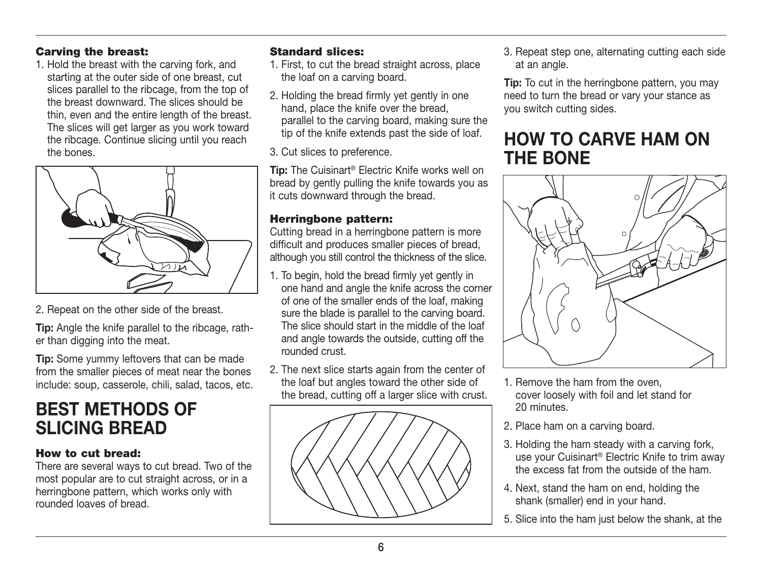#### Carving the breast:

1. Hold the breast with the carving fork, and starting at the outer side of one breast, cut slices parallel to the ribcage, from the top of the breast downward. The slices should be thin, even and the entire length of the breast. The slices will get larger as you work toward the ribcage. Continue slicing until you reach the bones.

2. Repeat on the other side of the breast.

**Tip:** Angle the knife parallel to the ribcage, rather than digging into the meat.

**Tip:** Some yummy leftovers that can be made from the smaller pieces of meat near the bones include: soup, casserole, chili, salad, tacos, etc.

## BEST METHODS OF SLICING BREAD

#### How to cut bread:

There are several ways to cut bread. Two of the most popular are to cut straight across, or in a herringbone pattern, which works only with rounded loaves of bread.

#### Standard slices:

1. First, to cut the bread straight across, place the loaf on a carving board.
2. Holding the bread firmly yet gently in one hand, place the knife over the bread, parallel to the carving board, making sure the tip of the knife extends past the side of loaf.
3. Cut slices to preference.

**Tip:** The Cuisinart® Electric Knife works well on bread by gently pulling the knife towards you as it cuts downward through the bread.

#### Herringbone pattern:

Cutting bread in a herringbone pattern is more difficult and produces smaller pieces of bread, although you still control the thickness of the slice.

1. To begin, hold the bread firmly yet gently in one hand and angle the knife across the corner of one of the smaller ends of the loaf, making sure the blade is parallel to the carving board. The slice should start in the middle of the loaf and angle towards the outside, cutting off the rounded crust.
2. The next slice starts again from the center of the loaf but angles toward the other side of the bread, cutting off a larger slice with crust.
3. Repeat step one, alternating cutting each side at an angle.

**Tip:** To cut in the herringbone pattern, you may need to turn the bread or vary your stance as you switch cutting sides.

## HOW TO CARVE HAM ON THE BONE

1. Remove the ham from the oven, cover loosely with foil and let stand for 20 minutes.
2. Place ham on a carving board.
3. Holding the ham steady with a carving fork, use your Cuisinart® Electric Knife to trim away the excess fat from the outside of the ham.
4. Next, stand the ham on end, holding the shank (smaller) end in your hand.
5. Slice into the ham just below the shank, at the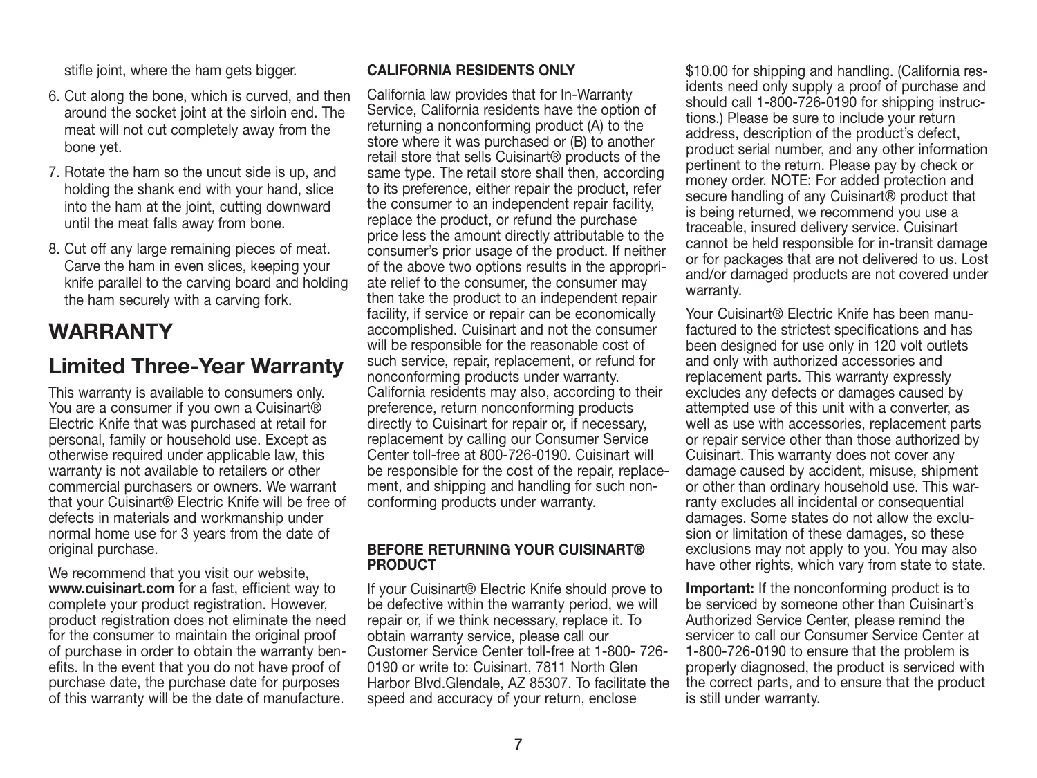stifle joint, where the ham gets bigger.

6. Cut along the bone, which is curved, and then around the socket joint at the sirloin end. The meat will not cut completely away from the bone yet.
7. Rotate the ham so the uncut side is up, and holding the shank end with your hand, slice into the ham at the joint, cutting downward until the meat falls away from bone.
8. Cut off any large remaining pieces of meat. Carve the ham in even slices, keeping your knife parallel to the carving board and holding the ham securely with a carving fork.

# WARRANTY

## Limited Three-Year Warranty

This warranty is available to consumers only. You are a consumer if you own a Cuisinart® Electric Knife that was purchased at retail for personal, family or household use. Except as otherwise required under applicable law, this warranty is not available to retailers or other commercial purchasers or owners. We warrant that your Cuisinart® Electric Knife will be free of defects in materials and workmanship under normal home use for 3 years from the date of original purchase.

We recommend that you visit our website, **www.cuisinart.com** for a fast, efficient way to complete your product registration. However, product registration does not eliminate the need for the consumer to maintain the original proof of purchase in order to obtain the warranty benefits. In the event that you do not have proof of purchase date, the purchase date for purposes of this warranty will be the date of manufacture.

**CALIFORNIA RESIDENTS ONLY**

California law provides that for In-Warranty Service, California residents have the option of returning a nonconforming product (A) to the store where it was purchased or (B) to another retail store that sells Cuisinart® products of the same type. The retail store shall then, according to its preference, either repair the product, refer the consumer to an independent repair facility, replace the product, or refund the purchase price less the amount directly attributable to the consumer's prior usage of the product. If neither of the above two options results in the appropriate relief to the consumer, the consumer may then take the product to an independent repair facility, if service or repair can be economically accomplished. Cuisinart and not the consumer will be responsible for the reasonable cost of such service, repair, replacement, or refund for nonconforming products under warranty. California residents may also, according to their preference, return nonconforming products directly to Cuisinart for repair or, if necessary, replacement by calling our Consumer Service Center toll-free at 800-726-0190. Cuisinart will be responsible for the cost of the repair, replacement, and shipping and handling for such nonconforming products under warranty.

**BEFORE RETURNING YOUR CUISINART® PRODUCT**

If your Cuisinart® Electric Knife should prove to be defective within the warranty period, we will repair or, if we think necessary, replace it. To obtain warranty service, please call our Customer Service Center toll-free at 1-800- 726-0190 or write to: Cuisinart, 7811 North Glen Harbor Blvd.Glendale, AZ 85307. To facilitate the speed and accuracy of your return, enclose $10.00 for shipping and handling. (California residents need only supply a proof of purchase and should call 1-800-726-0190 for shipping instructions.) Please be sure to include your return address, description of the product's defect, product serial number, and any other information pertinent to the return. Please pay by check or money order. NOTE: For added protection and secure handling of any Cuisinart® product that is being returned, we recommend you use a traceable, insured delivery service. Cuisinart cannot be held responsible for in-transit damage or for packages that are not delivered to us. Lost and/or damaged products are not covered under warranty.

Your Cuisinart® Electric Knife has been manufactured to the strictest specifications and has been designed for use only in 120 volt outlets and only with authorized accessories and replacement parts. This warranty expressly excludes any defects or damages caused by attempted use of this unit with a converter, as well as use with accessories, replacement parts or repair service other than those authorized by Cuisinart. This warranty does not cover any damage caused by accident, misuse, shipment or other than ordinary household use. This warranty excludes all incidental or consequential damages. Some states do not allow the exclusion or limitation of these damages, so these exclusions may not apply to you. You may also have other rights, which vary from state to state.

**Important:** If the nonconforming product is to be serviced by someone other than Cuisinart's Authorized Service Center, please remind the servicer to call our Consumer Service Center at 1-800-726-0190 to ensure that the problem is properly diagnosed, the product is serviced with the correct parts, and to ensure that the product is still under warranty.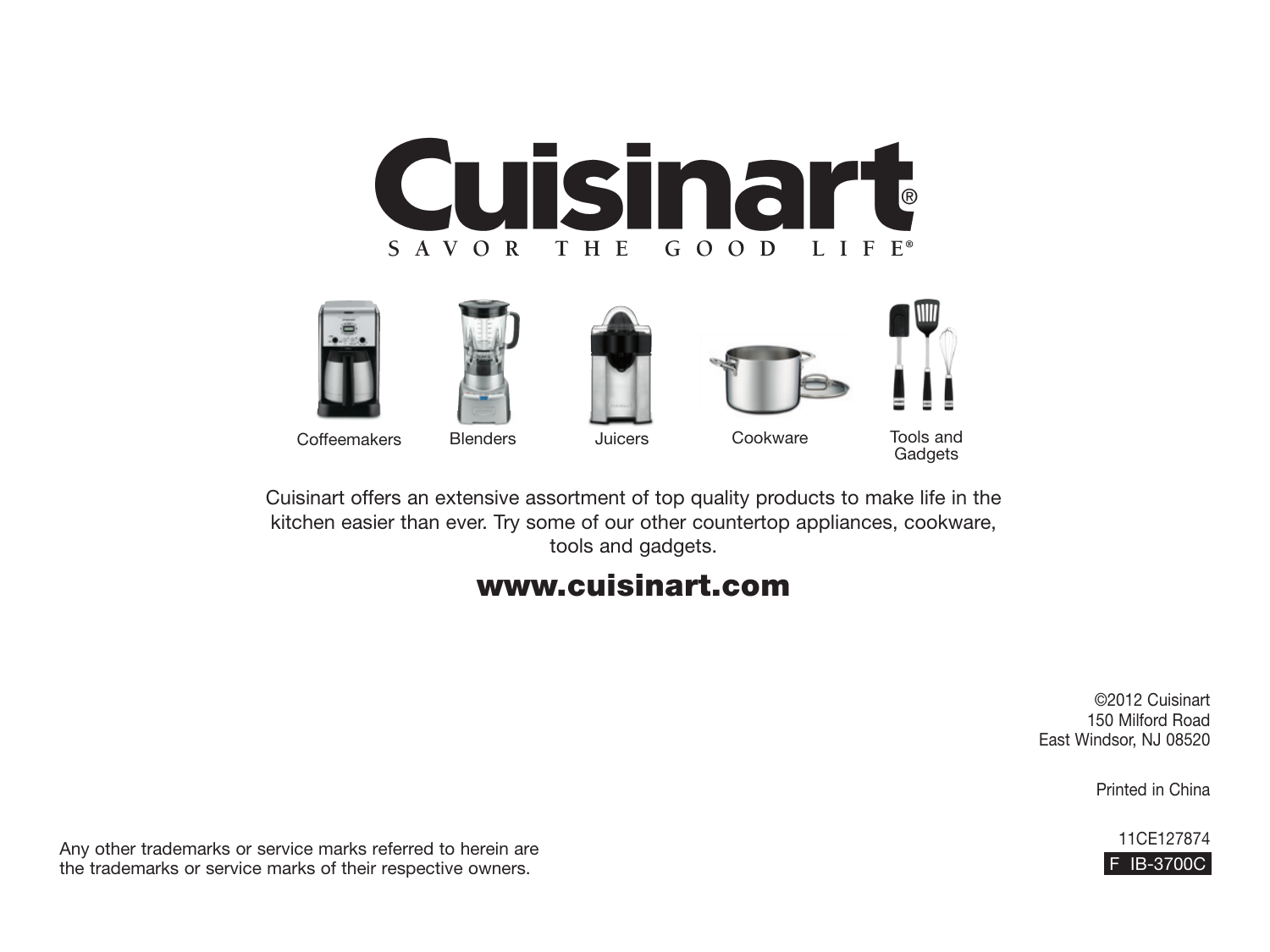# Cuisinart®

SAVOR THE GOOD LIFE®

Coffeemakers    Blenders    Juicers    Cookware    Tools and Gadgets

Cuisinart offers an extensive assortment of top quality products to make life in the kitchen easier than ever. Try some of our other countertop appliances, cookware, tools and gadgets.

**www.cuisinart.com**

©2012 Cuisinart
150 Milford Road
East Windsor, NJ 08520

Printed in China

11CE127874

F IB-3700C

Any other trademarks or service marks referred to herein are the trademarks or service marks of their respective owners.